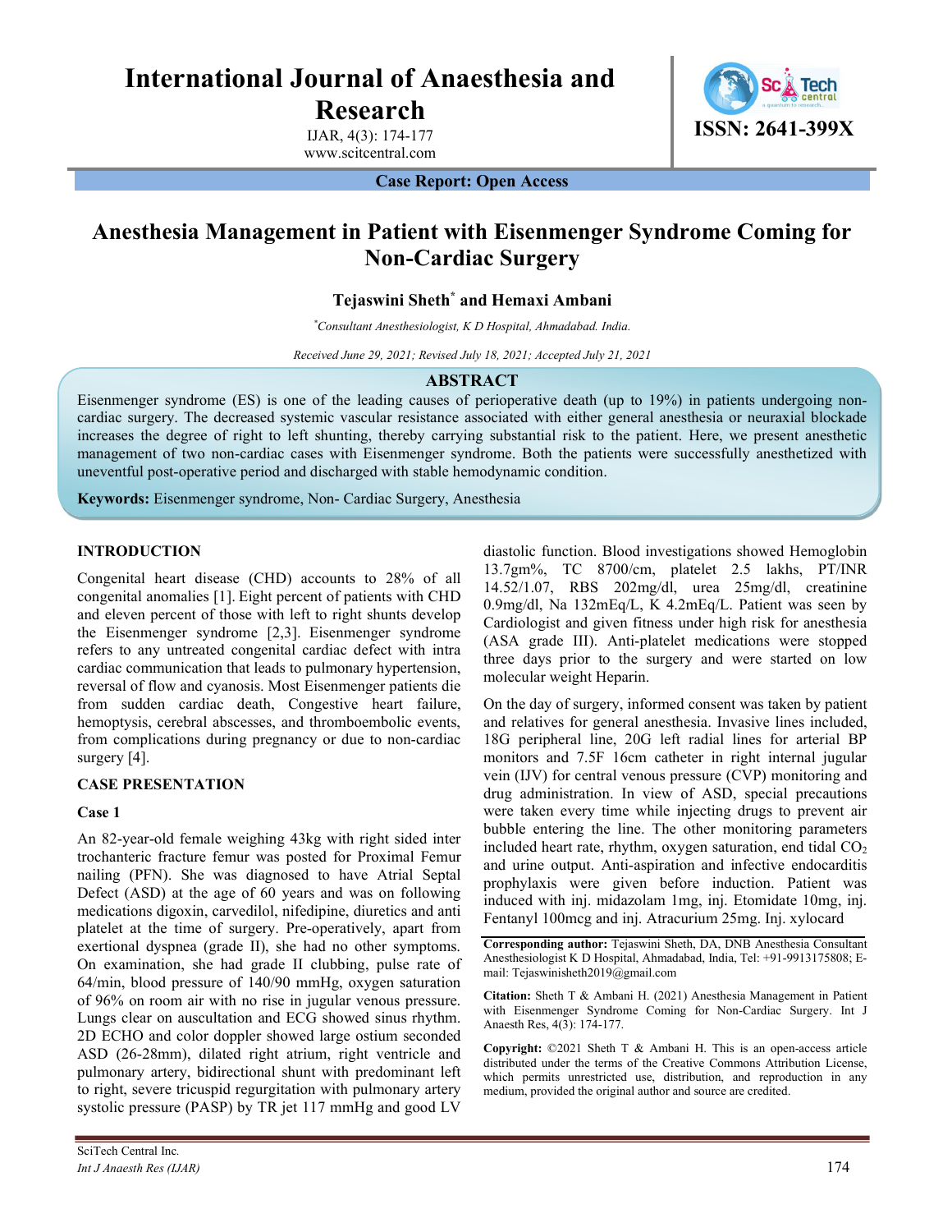# International Journal of Anaesthesia and Research

IJAR, 4(3): 174-177
www.scitcentral.com

ISSN: 2641-399X

**Case Report: Open Access**

# Anesthesia Management in Patient with Eisenmenger Syndrome Coming for Non-Cardiac Surgery

**Tejaswini Sheth*** **and Hemaxi Ambani**

*Consultant Anesthesiologist, K D Hospital, Ahmadabad. India.*

*Received June 29, 2021; Revised July 18, 2021; Accepted July 21, 2021*

## ABSTRACT

Eisenmenger syndrome (ES) is one of the leading causes of perioperative death (up to 19%) in patients undergoing non-cardiac surgery. The decreased systemic vascular resistance associated with either general anesthesia or neuraxial blockade increases the degree of right to left shunting, thereby carrying substantial risk to the patient. Here, we present anesthetic management of two non-cardiac cases with Eisenmenger syndrome. Both the patients were successfully anesthetized with uneventful post-operative period and discharged with stable hemodynamic condition.

**Keywords:** Eisenmenger syndrome, Non- Cardiac Surgery, Anesthesia

## INTRODUCTION

Congenital heart disease (CHD) accounts to 28% of all congenital anomalies [1]. Eight percent of patients with CHD and eleven percent of those with left to right shunts develop the Eisenmenger syndrome [2,3]. Eisenmenger syndrome refers to any untreated congenital cardiac defect with intra cardiac communication that leads to pulmonary hypertension, reversal of flow and cyanosis. Most Eisenmenger patients die from sudden cardiac death, Congestive heart failure, hemoptysis, cerebral abscesses, and thromboembolic events, from complications during pregnancy or due to non-cardiac surgery [4].

## CASE PRESENTATION

### Case 1

An 82-year-old female weighing 43kg with right sided inter trochanteric fracture femur was posted for Proximal Femur nailing (PFN). She was diagnosed to have Atrial Septal Defect (ASD) at the age of 60 years and was on following medications digoxin, carvedilol, nifedipine, diuretics and anti platelet at the time of surgery. Pre-operatively, apart from exertional dyspnea (grade II), she had no other symptoms. On examination, she had grade II clubbing, pulse rate of 64/min, blood pressure of 140/90 mmHg, oxygen saturation of 96% on room air with no rise in jugular venous pressure. Lungs clear on auscultation and ECG showed sinus rhythm. 2D ECHO and color doppler showed large ostium seconded ASD (26-28mm), dilated right atrium, right ventricle and pulmonary artery, bidirectional shunt with predominant left to right, severe tricuspid regurgitation with pulmonary artery systolic pressure (PASP) by TR jet 117 mmHg and good LV diastolic function. Blood investigations showed Hemoglobin 13.7gm%, TC 8700/cm, platelet 2.5 lakhs, PT/INR 14.52/1.07, RBS 202mg/dl, urea 25mg/dl, creatinine 0.9mg/dl, Na 132mEq/L, K 4.2mEq/L. Patient was seen by Cardiologist and given fitness under high risk for anesthesia (ASA grade III). Anti-platelet medications were stopped three days prior to the surgery and were started on low molecular weight Heparin.

On the day of surgery, informed consent was taken by patient and relatives for general anesthesia. Invasive lines included, 18G peripheral line, 20G left radial lines for arterial BP monitors and 7.5F 16cm catheter in right internal jugular vein (IJV) for central venous pressure (CVP) monitoring and drug administration. In view of ASD, special precautions were taken every time while injecting drugs to prevent air bubble entering the line. The other monitoring parameters included heart rate, rhythm, oxygen saturation, end tidal $CO_2$ and urine output. Anti-aspiration and infective endocarditis prophylaxis were given before induction. Patient was induced with inj. midazolam 1mg, inj. Etomidate 10mg, inj. Fentanyl 100mcg and inj. Atracurium 25mg. Inj. xylocard

**Corresponding author:** Tejaswini Sheth, DA, DNB Anesthesia Consultant Anesthesiologist K D Hospital, Ahmadabad, India, Tel: +91-9913175808; E-mail: Tejaswinisheth2019@gmail.com

**Citation:** Sheth T & Ambani H. (2021) Anesthesia Management in Patient with Eisenmenger Syndrome Coming for Non-Cardiac Surgery. Int J Anaesth Res, 4(3): 174-177.

**Copyright:** ©2021 Sheth T & Ambani H. This is an open-access article distributed under the terms of the Creative Commons Attribution License, which permits unrestricted use, distribution, and reproduction in any medium, provided the original author and source are credited.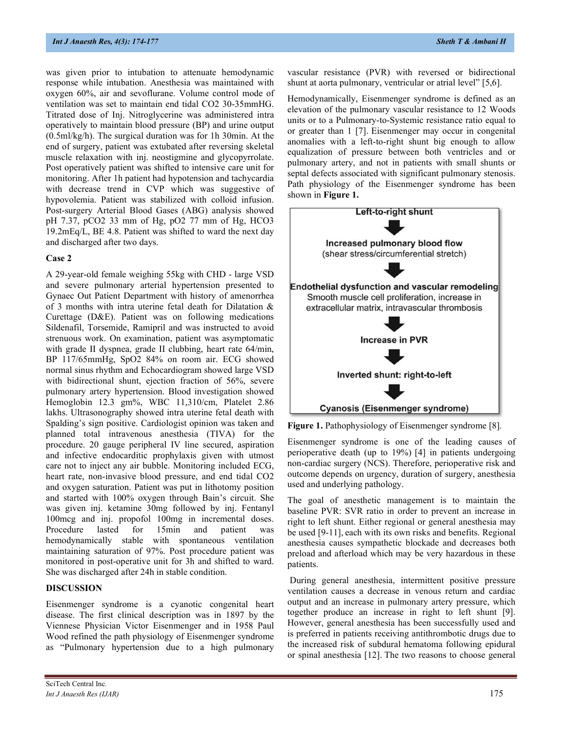was given prior to intubation to attenuate hemodynamic response while intubation. Anesthesia was maintained with oxygen 60%, air and sevoflurane. Volume control mode of ventilation was set to maintain end tidal $CO_2$ 30-35mmHG. Titrated dose of Inj. Nitroglycerine was administered intra operatively to maintain blood pressure (BP) and urine output (0.5ml/kg/h). The surgical duration was for 1h 30min. At the end of surgery, patient was extubated after reversing skeletal muscle relaxation with inj. neostigmine and glycopyrrolate. Post operatively patient was shifted to intensive care unit for monitoring. After 1h patient had hypotension and tachycardia with decrease trend in CVP which was suggestive of hypovolemia. Patient was stabilized with colloid infusion. Post-surgery Arterial Blood Gases (ABG) analysis showed pH 7.37, $pCO_2$ 33 mm of Hg, $pO_2$ 77 mm of Hg, $HCO_3$ 19.2mEq/L, BE 4.8. Patient was shifted to ward the next day and discharged after two days.

### Case 2

A 29-year-old female weighing 55kg with CHD - large VSD and severe pulmonary arterial hypertension presented to Gynaec Out Patient Department with history of amenorrhea of 3 months with intra uterine fetal death for Dilatation & Curettage (D&E). Patient was on following medications Sildenafil, Torsemide, Ramipril and was instructed to avoid strenuous work. On examination, patient was asymptomatic with grade II dyspnea, grade II clubbing, heart rate 64/min, BP 117/65mmHg, $SpO_2$ 84% on room air. ECG showed normal sinus rhythm and Echocardiogram showed large VSD with bidirectional shunt, ejection fraction of 56%, severe pulmonary artery hypertension. Blood investigation showed Hemoglobin 12.3 gm%, WBC 11,310/cm, Platelet 2.86 lakhs. Ultrasonography showed intra uterine fetal death with Spalding's sign positive. Cardiologist opinion was taken and planned total intravenous anesthesia (TIVA) for the procedure. 20 gauge peripheral IV line secured, aspiration and infective endocarditic prophylaxis given with utmost care not to inject any air bubble. Monitoring included ECG, heart rate, non-invasive blood pressure, and end tidal $CO_2$ and oxygen saturation. Patient was put in lithotomy position and started with 100% oxygen through Bain's circuit. She was given inj. ketamine 30mg followed by inj. Fentanyl 100mcg and inj. propofol 100mg in incremental doses. Procedure lasted for 15min and patient was hemodynamically stable with spontaneous ventilation maintaining saturation of 97%. Post procedure patient was monitored in post-operative unit for 3h and shifted to ward. She was discharged after 24h in stable condition.

## DISCUSSION

Eisenmenger syndrome is a cyanotic congenital heart disease. The first clinical description was in 1897 by the Viennese Physician Victor Eisenmenger and in 1958 Paul Wood refined the path physiology of Eisenmenger syndrome as "Pulmonary hypertension due to a high pulmonary vascular resistance (PVR) with reversed or bidirectional shunt at aorta pulmonary, ventricular or atrial level" [5,6].

Hemodynamically, Eisenmenger syndrome is defined as an elevation of the pulmonary vascular resistance to 12 Woods units or to a Pulmonary-to-Systemic resistance ratio equal to or greater than 1 [7]. Eisenmenger may occur in congenital anomalies with a left-to-right shunt big enough to allow equalization of pressure between both ventricles and or pulmonary artery, and not in patients with small shunts or septal defects associated with significant pulmonary stenosis. Path physiology of the Eisenmenger syndrome has been shown in **Figure 1.**

**Left-to-right shunt**
↓
**Increased pulmonary blood flow**
(shear stress/circumferential stretch)
↓
**Endothelial dysfunction and vascular remodeling**
Smooth muscle cell proliferation, increase in extracellular matrix, intravascular thrombosis
↓
**Increase in PVR**
↓
**Inverted shunt: right-to-left**
↓
**Cyanosis (Eisenmenger syndrome)**

**Figure 1.** Pathophysiology of Eisenmenger syndrome [8].

Eisenmenger syndrome is one of the leading causes of perioperative death (up to 19%) [4] in patients undergoing non-cardiac surgery (NCS). Therefore, perioperative risk and outcome depends on urgency, duration of surgery, anesthesia used and underlying pathology.

The goal of anesthetic management is to maintain the baseline PVR: SVR ratio in order to prevent an increase in right to left shunt. Either regional or general anesthesia may be used [9-11], each with its own risks and benefits. Regional anesthesia causes sympathetic blockade and decreases both preload and afterload which may be very hazardous in these patients.

During general anesthesia, intermittent positive pressure ventilation causes a decrease in venous return and cardiac output and an increase in pulmonary artery pressure, which together produce an increase in right to left shunt [9]. However, general anesthesia has been successfully used and is preferred in patients receiving antithrombotic drugs due to the increased risk of subdural hematoma following epidural or spinal anesthesia [12]. The two reasons to choose general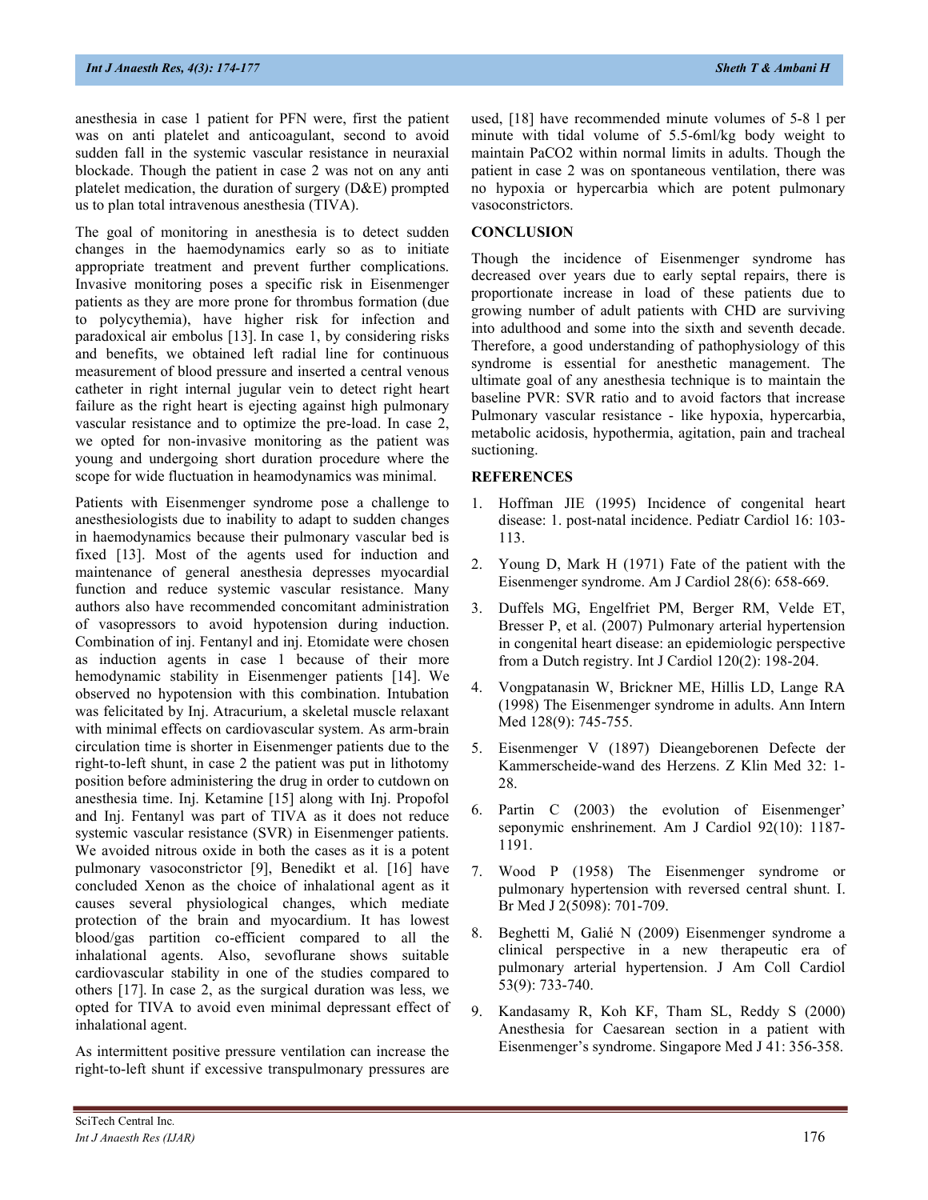anesthesia in case 1 patient for PFN were, first the patient was on anti platelet and anticoagulant, second to avoid sudden fall in the systemic vascular resistance in neuraxial blockade. Though the patient in case 2 was not on any anti platelet medication, the duration of surgery (D&E) prompted us to plan total intravenous anesthesia (TIVA).

The goal of monitoring in anesthesia is to detect sudden changes in the haemodynamics early so as to initiate appropriate treatment and prevent further complications. Invasive monitoring poses a specific risk in Eisenmenger patients as they are more prone for thrombus formation (due to polycythemia), have higher risk for infection and paradoxical air embolus [13]. In case 1, by considering risks and benefits, we obtained left radial line for continuous measurement of blood pressure and inserted a central venous catheter in right internal jugular vein to detect right heart failure as the right heart is ejecting against high pulmonary vascular resistance and to optimize the pre-load. In case 2, we opted for non-invasive monitoring as the patient was young and undergoing short duration procedure where the scope for wide fluctuation in heamodynamics was minimal.

Patients with Eisenmenger syndrome pose a challenge to anesthesiologists due to inability to adapt to sudden changes in haemodynamics because their pulmonary vascular bed is fixed [13]. Most of the agents used for induction and maintenance of general anesthesia depresses myocardial function and reduce systemic vascular resistance. Many authors also have recommended concomitant administration of vasopressors to avoid hypotension during induction. Combination of inj. Fentanyl and inj. Etomidate were chosen as induction agents in case 1 because of their more hemodynamic stability in Eisenmenger patients [14]. We observed no hypotension with this combination. Intubation was felicitated by Inj. Atracurium, a skeletal muscle relaxant with minimal effects on cardiovascular system. As arm-brain circulation time is shorter in Eisenmenger patients due to the right-to-left shunt, in case 2 the patient was put in lithotomy position before administering the drug in order to cutdown on anesthesia time. Inj. Ketamine [15] along with Inj. Propofol and Inj. Fentanyl was part of TIVA as it does not reduce systemic vascular resistance (SVR) in Eisenmenger patients. We avoided nitrous oxide in both the cases as it is a potent pulmonary vasoconstrictor [9], Benedikt et al. [16] have concluded Xenon as the choice of inhalational agent as it causes several physiological changes, which mediate protection of the brain and myocardium. It has lowest blood/gas partition co-efficient compared to all the inhalational agents. Also, sevoflurane shows suitable cardiovascular stability in one of the studies compared to others [17]. In case 2, as the surgical duration was less, we opted for TIVA to avoid even minimal depressant effect of inhalational agent.

As intermittent positive pressure ventilation can increase the right-to-left shunt if excessive transpulmonary pressures are used, [18] have recommended minute volumes of 5-8 l per minute with tidal volume of 5.5-6ml/kg body weight to maintain PaCO2 within normal limits in adults. Though the patient in case 2 was on spontaneous ventilation, there was no hypoxia or hypercarbia which are potent pulmonary vasoconstrictors.

## CONCLUSION

Though the incidence of Eisenmenger syndrome has decreased over years due to early septal repairs, there is proportionate increase in load of these patients due to growing number of adult patients with CHD are surviving into adulthood and some into the sixth and seventh decade. Therefore, a good understanding of pathophysiology of this syndrome is essential for anesthetic management. The ultimate goal of any anesthesia technique is to maintain the baseline PVR: SVR ratio and to avoid factors that increase Pulmonary vascular resistance - like hypoxia, hypercarbia, metabolic acidosis, hypothermia, agitation, pain and tracheal suctioning.

## REFERENCES

1. Hoffman JIE (1995) Incidence of congenital heart disease: 1. post-natal incidence. Pediatr Cardiol 16: 103-113.
2. Young D, Mark H (1971) Fate of the patient with the Eisenmenger syndrome. Am J Cardiol 28(6): 658-669.
3. Duffels MG, Engelfriet PM, Berger RM, Velde ET, Bresser P, et al. (2007) Pulmonary arterial hypertension in congenital heart disease: an epidemiologic perspective from a Dutch registry. Int J Cardiol 120(2): 198-204.
4. Vongpatanasin W, Brickner ME, Hillis LD, Lange RA (1998) The Eisenmenger syndrome in adults. Ann Intern Med 128(9): 745-755.
5. Eisenmenger V (1897) Dieangeborenen Defecte der Kammerscheide-wand des Herzens. Z Klin Med 32: 1-28.
6. Partin C (2003) the evolution of Eisenmenger' seponymic enshrinement. Am J Cardiol 92(10): 1187-1191.
7. Wood P (1958) The Eisenmenger syndrome or pulmonary hypertension with reversed central shunt. I. Br Med J 2(5098): 701-709.
8. Beghetti M, Galié N (2009) Eisenmenger syndrome a clinical perspective in a new therapeutic era of pulmonary arterial hypertension. J Am Coll Cardiol 53(9): 733-740.
9. Kandasamy R, Koh KF, Tham SL, Reddy S (2000) Anesthesia for Caesarean section in a patient with Eisenmenger's syndrome. Singapore Med J 41: 356-358.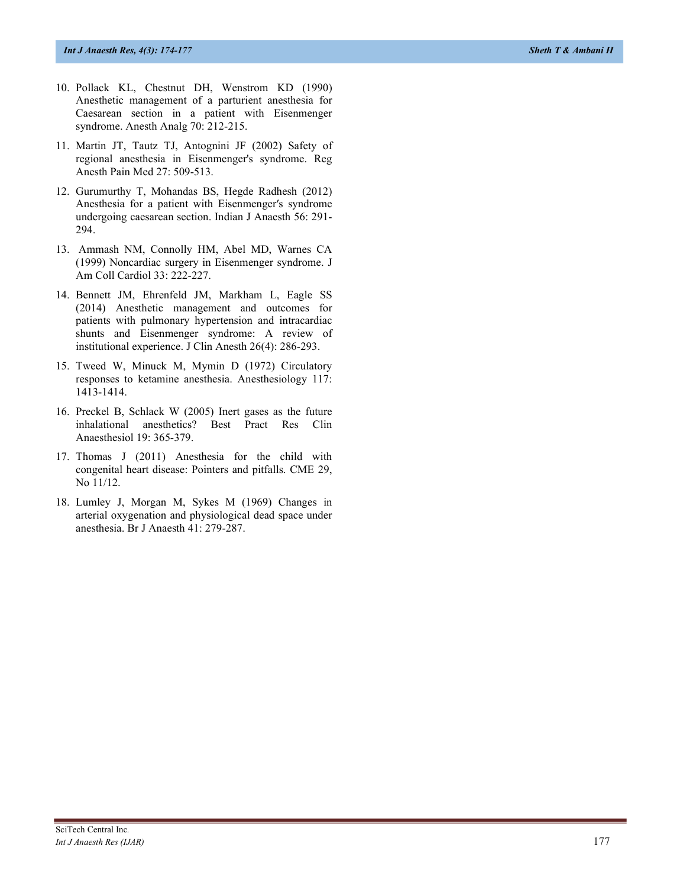10. Pollack KL, Chestnut DH, Wenstrom KD (1990) Anesthetic management of a parturient anesthesia for Caesarean section in a patient with Eisenmenger syndrome. Anesth Analg 70: 212-215.

11. Martin JT, Tautz TJ, Antognini JF (2002) Safety of regional anesthesia in Eisenmenger's syndrome. Reg Anesth Pain Med 27: 509-513.

12. Gurumurthy T, Mohandas BS, Hegde Radhesh (2012) Anesthesia for a patient with Eisenmenger′s syndrome undergoing caesarean section. Indian J Anaesth 56: 291-294.

13. Ammash NM, Connolly HM, Abel MD, Warnes CA (1999) Noncardiac surgery in Eisenmenger syndrome. J Am Coll Cardiol 33: 222-227.

14. Bennett JM, Ehrenfeld JM, Markham L, Eagle SS (2014) Anesthetic management and outcomes for patients with pulmonary hypertension and intracardiac shunts and Eisenmenger syndrome: A review of institutional experience. J Clin Anesth 26(4): 286-293.

15. Tweed W, Minuck M, Mymin D (1972) Circulatory responses to ketamine anesthesia. Anesthesiology 117: 1413-1414.

16. Preckel B, Schlack W (2005) Inert gases as the future inhalational anesthetics? Best Pract Res Clin Anaesthesiol 19: 365-379.

17. Thomas J (2011) Anesthesia for the child with congenital heart disease: Pointers and pitfalls. CME 29, No 11/12.

18. Lumley J, Morgan M, Sykes M (1969) Changes in arterial oxygenation and physiological dead space under anesthesia. Br J Anaesth 41: 279-287.